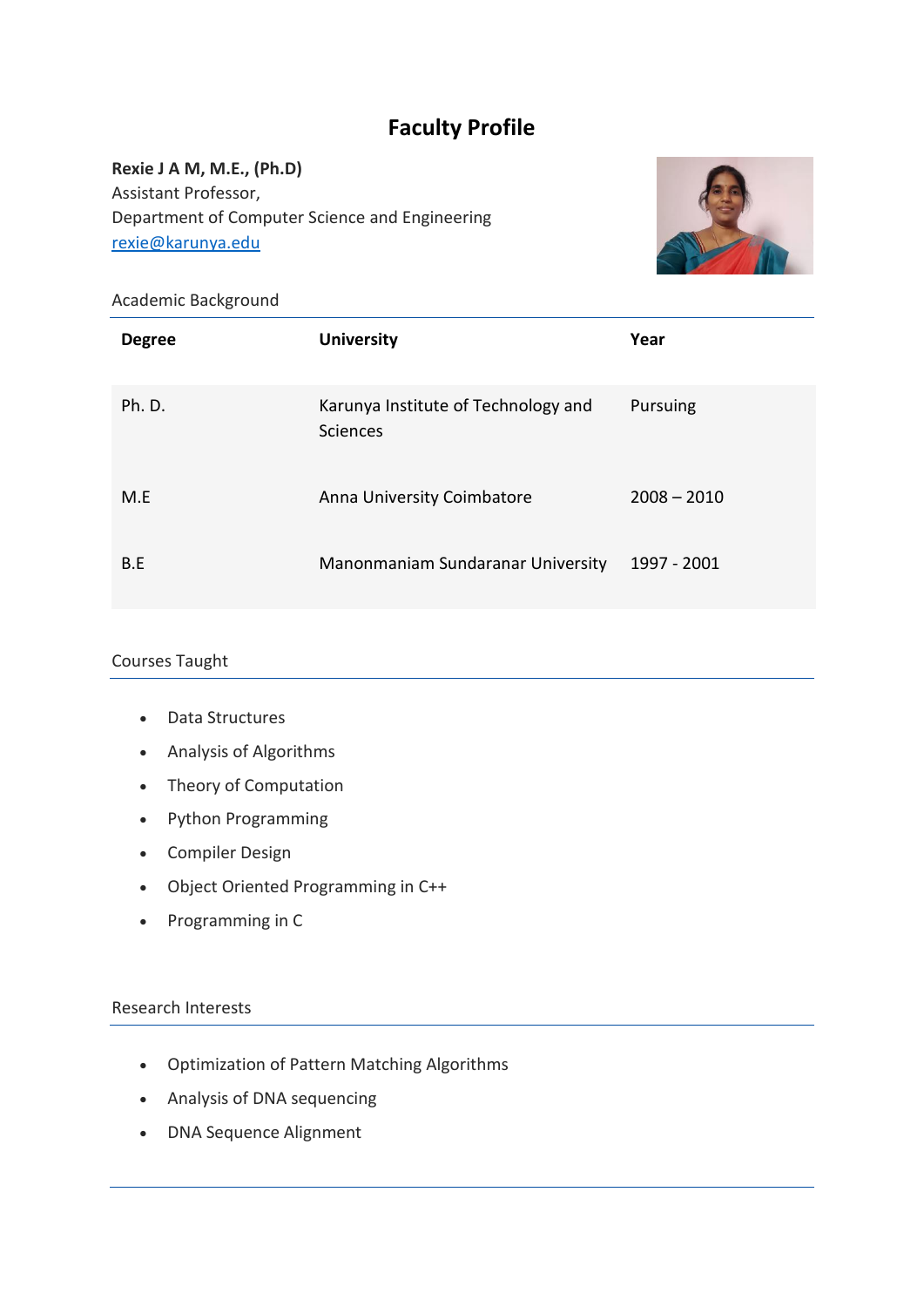# Faculty Profile

**Rexie J A M, M.E., (Ph.D)**
Assistant Professor,
Department of Computer Science and Engineering
rexie@karunya.edu

## Academic Background

| Degree | University | Year |
|---|---|---|
| Ph. D. | Karunya Institute of Technology and Sciences | Pursuing |
| M.E | Anna University Coimbatore | 2008 – 2010 |
| B.E | Manonmaniam Sundaranar University | 1997 - 2001 |

## Courses Taught

- Data Structures
- Analysis of Algorithms
- Theory of Computation
- Python Programming
- Compiler Design
- Object Oriented Programming in C++
- Programming in C

## Research Interests

- Optimization of Pattern Matching Algorithms
- Analysis of DNA sequencing
- DNA Sequence Alignment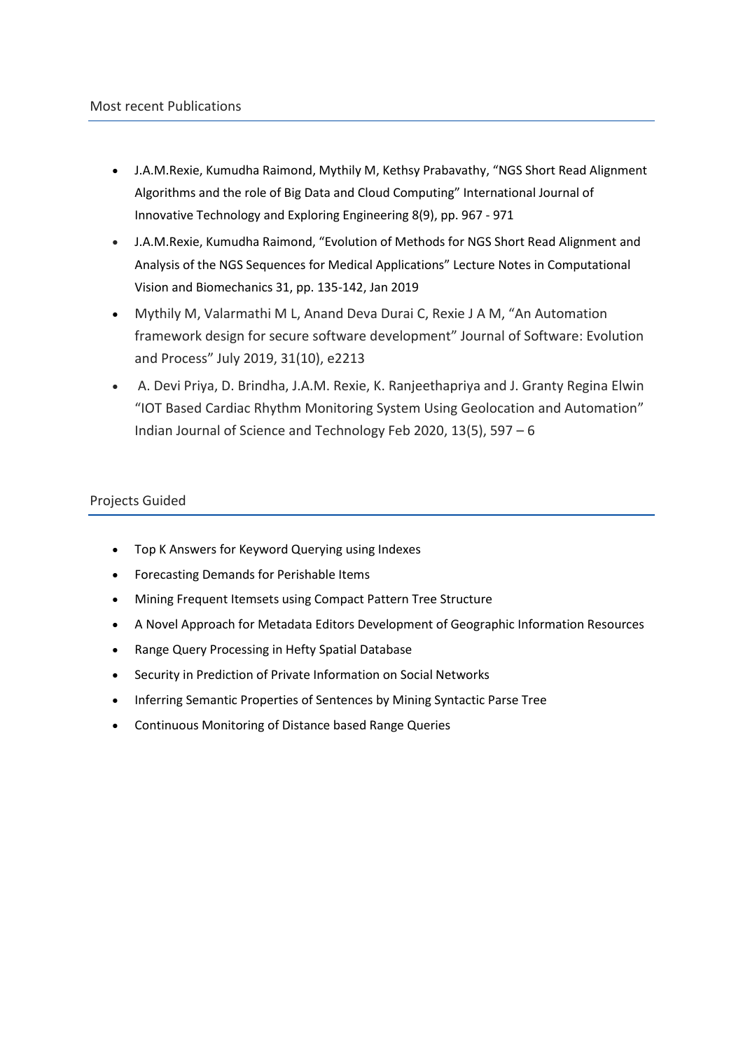## Most recent Publications

- J.A.M.Rexie, Kumudha Raimond, Mythily M, Kethsy Prabavathy, "NGS Short Read Alignment Algorithms and the role of Big Data and Cloud Computing" International Journal of Innovative Technology and Exploring Engineering 8(9), pp. 967 - 971
- J.A.M.Rexie, Kumudha Raimond, "Evolution of Methods for NGS Short Read Alignment and Analysis of the NGS Sequences for Medical Applications" Lecture Notes in Computational Vision and Biomechanics 31, pp. 135-142, Jan 2019
- Mythily M, Valarmathi M L, Anand Deva Durai C, Rexie J A M, "An Automation framework design for secure software development" Journal of Software: Evolution and Process" July 2019, 31(10), e2213
- A. Devi Priya, D. Brindha, J.A.M. Rexie, K. Ranjeethapriya and J. Granty Regina Elwin "IOT Based Cardiac Rhythm Monitoring System Using Geolocation and Automation" Indian Journal of Science and Technology Feb 2020, 13(5), 597 – 6

## Projects Guided

- Top K Answers for Keyword Querying using Indexes
- Forecasting Demands for Perishable Items
- Mining Frequent Itemsets using Compact Pattern Tree Structure
- A Novel Approach for Metadata Editors Development of Geographic Information Resources
- Range Query Processing in Hefty Spatial Database
- Security in Prediction of Private Information on Social Networks
- Inferring Semantic Properties of Sentences by Mining Syntactic Parse Tree
- Continuous Monitoring of Distance based Range Queries